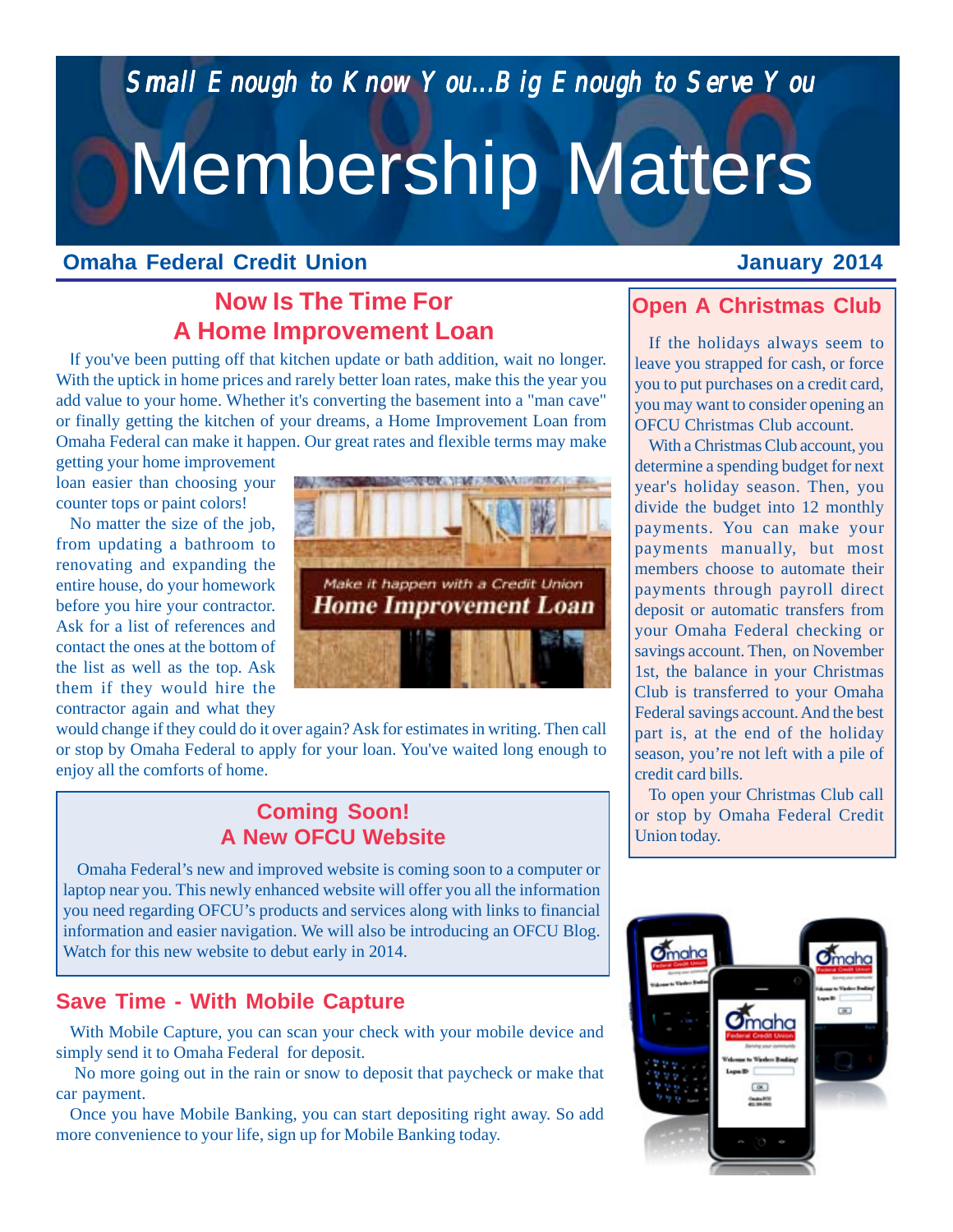*Small Enough to Know You...Big Enough to Serve You*

# Membership Matters

**Omaha Federal Credit Union** — **January 2014**

## Now Is The Time For A Home Improvement Loan

If you've been putting off that kitchen update or bath addition, wait no longer. With the uptick in home prices and rarely better loan rates, make this the year you add value to your home. Whether it's converting the basement into a "man cave" or finally getting the kitchen of your dreams, a Home Improvement Loan from Omaha Federal can make it happen. Our great rates and flexible terms may make getting your home improvement loan easier than choosing your counter tops or paint colors!

No matter the size of the job, from updating a bathroom to renovating and expanding the entire house, do your homework before you hire your contractor. Ask for a list of references and contact the ones at the bottom of the list as well as the top. Ask them if they would hire the contractor again and what they would change if they could do it over again? Ask for estimates in writing. Then call or stop by Omaha Federal to apply for your loan. You've waited long enough to enjoy all the comforts of home.

*Make it happen with a Credit Union*
**Home Improvement Loan**

## Coming Soon! A New OFCU Website

Omaha Federal's new and improved website is coming soon to a computer or laptop near you. This newly enhanced website will offer you all the information you need regarding OFCU's products and services along with links to financial information and easier navigation. We will also be introducing an OFCU Blog. Watch for this new website to debut early in 2014.

## Save Time - With Mobile Capture

With Mobile Capture, you can scan your check with your mobile device and simply send it to Omaha Federal for deposit.

No more going out in the rain or snow to deposit that paycheck or make that car payment.

Once you have Mobile Banking, you can start depositing right away. So add more convenience to your life, sign up for Mobile Banking today.

## Open A Christmas Club

If the holidays always seem to leave you strapped for cash, or force you to put purchases on a credit card, you may want to consider opening an OFCU Christmas Club account.

With a Christmas Club account, you determine a spending budget for next year's holiday season. Then, you divide the budget into 12 monthly payments. You can make your payments manually, but most members choose to automate their payments through payroll direct deposit or automatic transfers from your Omaha Federal checking or savings account. Then, on November 1st, the balance in your Christmas Club is transferred to your Omaha Federal savings account. And the best part is, at the end of the holiday season, you're not left with a pile of credit card bills.

To open your Christmas Club call or stop by Omaha Federal Credit Union today.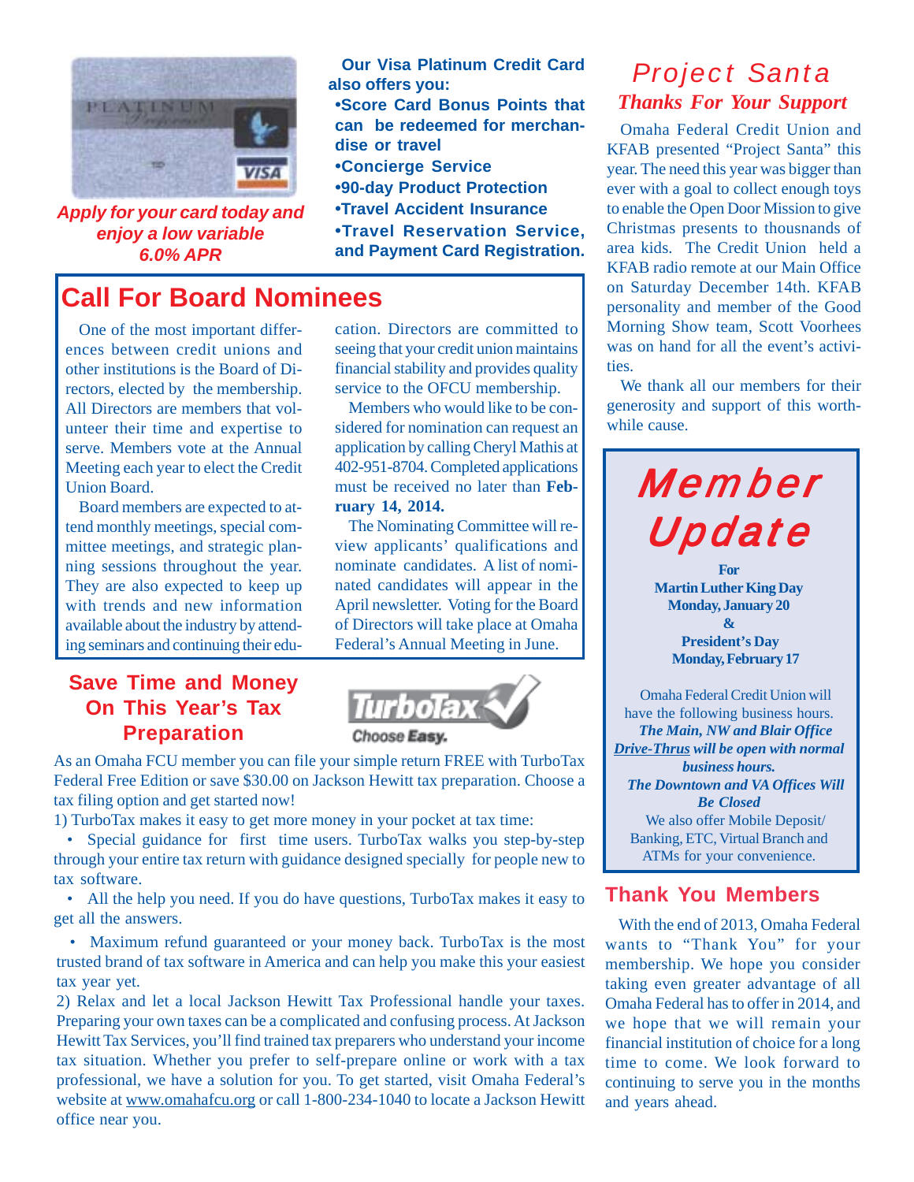*Apply for your card today and enjoy a low variable 6.0% APR*

**Our Visa Platinum Credit Card also offers you:**

- **Score Card Bonus Points that can be redeemed for merchandise or travel**
- **Concierge Service**
- **90-day Product Protection**
- **Travel Accident Insurance**
- **Travel Reservation Service, and Payment Card Registration.**

## Call For Board Nominees

One of the most important differences between credit unions and other institutions is the Board of Directors, elected by the membership. All Directors are members that volunteer their time and expertise to serve. Members vote at the Annual Meeting each year to elect the Credit Union Board.

Board members are expected to attend monthly meetings, special committee meetings, and strategic planning sessions throughout the year. They are also expected to keep up with trends and new information available about the industry by attending seminars and continuing their education. Directors are committed to seeing that your credit union maintains financial stability and provides quality service to the OFCU membership.

Members who would like to be considered for nomination can request an application by calling Cheryl Mathis at 402-951-8704. Completed applications must be received no later than **February 14, 2014.**

The Nominating Committee will review applicants' qualifications and nominate candidates. A list of nominated candidates will appear in the April newsletter. Voting for the Board of Directors will take place at Omaha Federal's Annual Meeting in June.

## Save Time and Money On This Year's Tax Preparation

TurboTax Choose Easy.

As an Omaha FCU member you can file your simple return FREE with TurboTax Federal Free Edition or save $30.00 on Jackson Hewitt tax preparation. Choose a tax filing option and get started now!

1) TurboTax makes it easy to get more money in your pocket at tax time:

- Special guidance for first time users. TurboTax walks you step-by-step through your entire tax return with guidance designed specially for people new to tax software.
- All the help you need. If you do have questions, TurboTax makes it easy to get all the answers.
- Maximum refund guaranteed or your money back. TurboTax is the most trusted brand of tax software in America and can help you make this your easiest tax year yet.

2) Relax and let a local Jackson Hewitt Tax Professional handle your taxes. Preparing your own taxes can be a complicated and confusing process. At Jackson Hewitt Tax Services, you'll find trained tax preparers who understand your income tax situation. Whether you prefer to self-prepare online or work with a tax professional, we have a solution for you. To get started, visit Omaha Federal's website at www.omahafcu.org or call 1-800-234-1040 to locate a Jackson Hewitt office near you.

## Project Santa

### *Thanks For Your Support*

Omaha Federal Credit Union and KFAB presented "Project Santa" this year. The need this year was bigger than ever with a goal to collect enough toys to enable the Open Door Mission to give Christmas presents to thousands of area kids. The Credit Union held a KFAB radio remote at our Main Office on Saturday December 14th. KFAB personality and member of the Good Morning Show team, Scott Voorhees was on hand for all the event's activities.

We thank all our members for their generosity and support of this worthwhile cause.

## Member Update

**For**
**Martin Luther King Day**
**Monday, January 20**
**&**
**President's Day**
**Monday, February 17**

Omaha Federal Credit Union will have the following business hours.

***The Main, NW and Blair Office Drive-Thrus will be open with normal business hours.***

***The Downtown and VA Offices Will Be Closed***

We also offer Mobile Deposit/ Banking, ETC, Virtual Branch and ATMs for your convenience.

## Thank You Members

With the end of 2013, Omaha Federal wants to "Thank You" for your membership. We hope you consider taking even greater advantage of all Omaha Federal has to offer in 2014, and we hope that we will remain your financial institution of choice for a long time to come. We look forward to continuing to serve you in the months and years ahead.